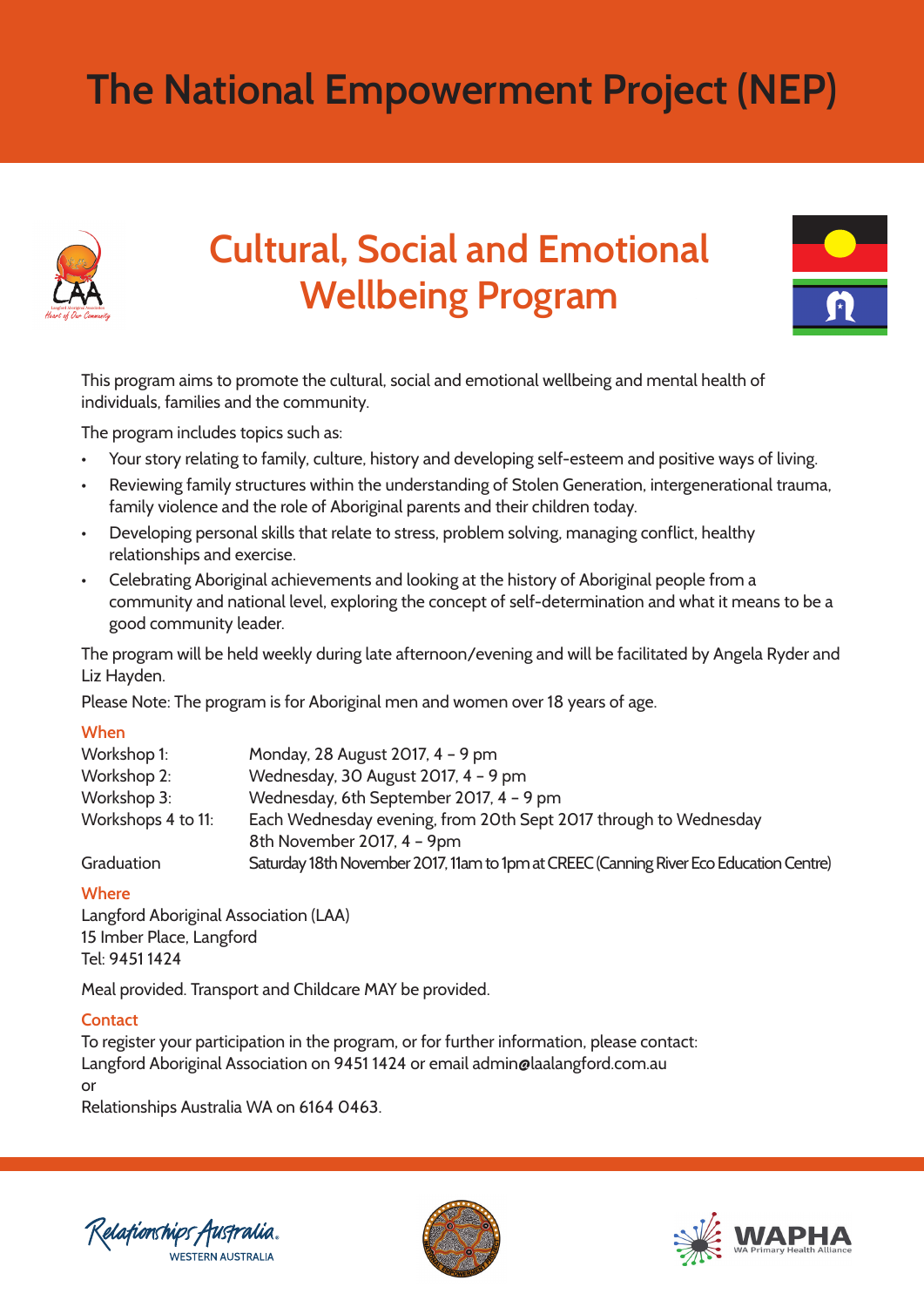# The National Empowerment Project (NEP)

## Cultural, Social and Emotional Wellbeing Program

This program aims to promote the cultural, social and emotional wellbeing and mental health of individuals, families and the community.

The program includes topics such as:

- Your story relating to family, culture, history and developing self-esteem and positive ways of living.
- Reviewing family structures within the understanding of Stolen Generation, intergenerational trauma, family violence and the role of Aboriginal parents and their children today.
- Developing personal skills that relate to stress, problem solving, managing conflict, healthy relationships and exercise.
- Celebrating Aboriginal achievements and looking at the history of Aboriginal people from a community and national level, exploring the concept of self-determination and what it means to be a good community leader.

The program will be held weekly during late afternoon/evening and will be facilitated by Angela Ryder and Liz Hayden.

Please Note: The program is for Aboriginal men and women over 18 years of age.

### When

| | |
|---|---|
| Workshop 1: | Monday, 28 August 2017, 4 – 9 pm |
| Workshop 2: | Wednesday, 30 August 2017, 4 – 9 pm |
| Workshop 3: | Wednesday, 6th September 2017, 4 – 9 pm |
| Workshops 4 to 11: | Each Wednesday evening, from 20th Sept 2017 through to Wednesday 8th November 2017, 4 – 9pm |
| Graduation | Saturday 18th November 2017, 11am to 1pm at CREEC (Canning River Eco Education Centre) |

### Where

Langford Aboriginal Association (LAA)
15 Imber Place, Langford
Tel: 9451 1424

Meal provided. Transport and Childcare MAY be provided.

### Contact

To register your participation in the program, or for further information, please contact:
Langford Aboriginal Association on 9451 1424 or email admin@laalangford.com.au
or
Relationships Australia WA on 6164 0463.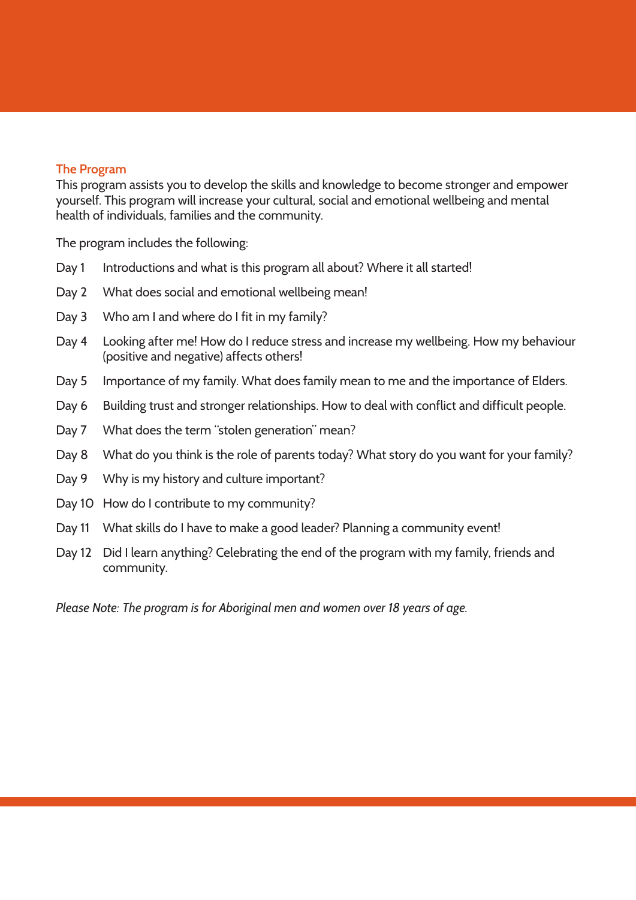## The Program

This program assists you to develop the skills and knowledge to become stronger and empower yourself. This program will increase your cultural, social and emotional wellbeing and mental health of individuals, families and the community.

The program includes the following:

- Day 1 Introductions and what is this program all about? Where it all started!
- Day 2 What does social and emotional wellbeing mean!
- Day 3 Who am I and where do I fit in my family?
- Day 4 Looking after me! How do I reduce stress and increase my wellbeing. How my behaviour (positive and negative) affects others!
- Day 5 Importance of my family. What does family mean to me and the importance of Elders.
- Day 6 Building trust and stronger relationships. How to deal with conflict and difficult people.
- Day 7 What does the term "stolen generation" mean?
- Day 8 What do you think is the role of parents today? What story do you want for your family?
- Day 9 Why is my history and culture important?
- Day 10 How do I contribute to my community?
- Day 11 What skills do I have to make a good leader? Planning a community event!
- Day 12 Did I learn anything? Celebrating the end of the program with my family, friends and community.

*Please Note: The program is for Aboriginal men and women over 18 years of age.*